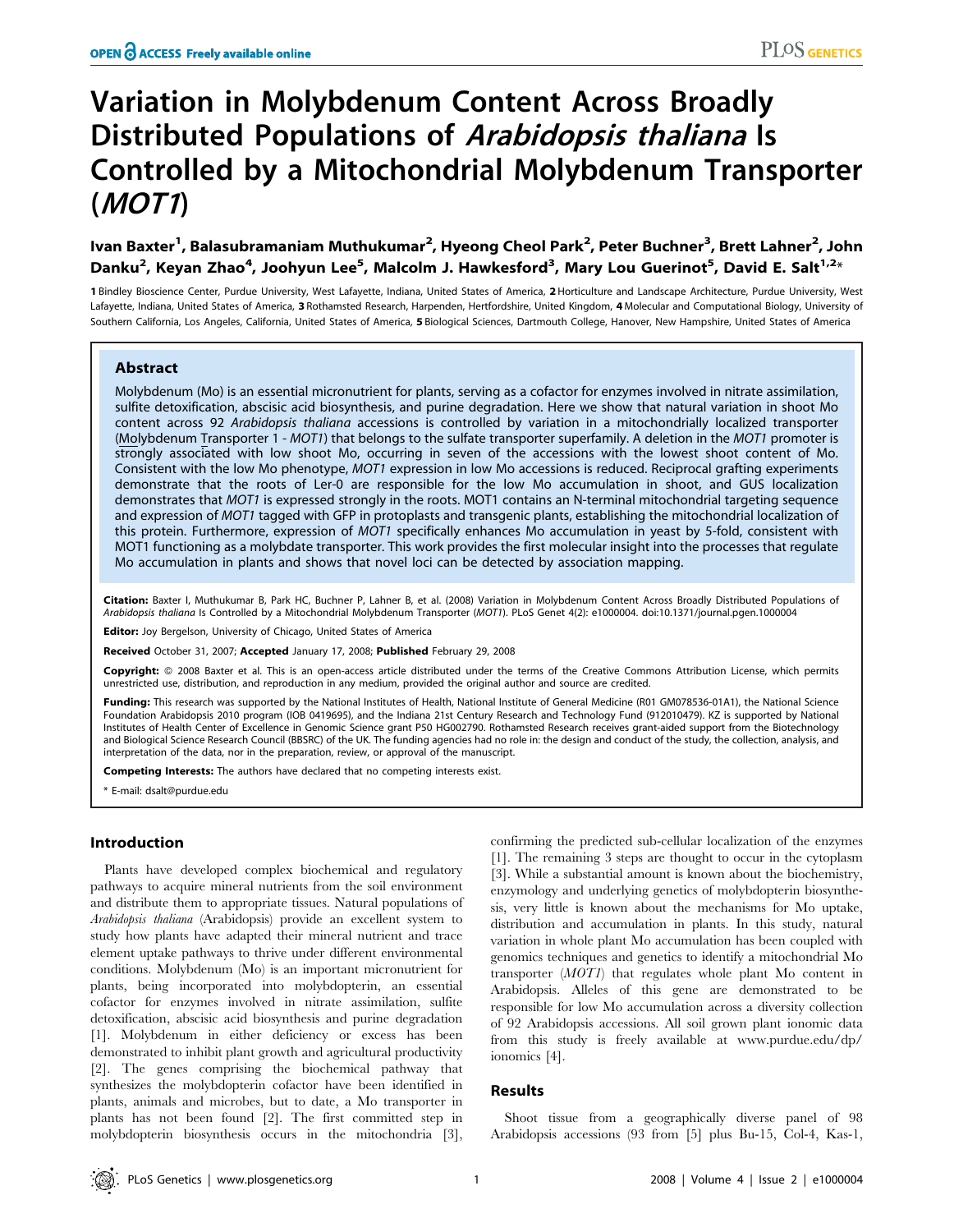# Variation in Molybdenum Content Across Broadly Distributed Populations of *Arabidopsis thaliana* Is Controlled by a Mitochondrial Molybdenum Transporter (*MOT1*)

**Ivan Baxter[1], Balasubramaniam Muthukumar[2], Hyeong Cheol Park[2], Peter Buchner[3], Brett Lahner[2], John Danku[2], Keyan Zhao[4], Joohyun Lee[5], Malcolm J. Hawkesford[3], Mary Lou Guerinot[5], David E. Salt[1,2]***

1 Bindley Bioscience Center, Purdue University, West Lafayette, Indiana, United States of America, 2 Horticulture and Landscape Architecture, Purdue University, West Lafayette, Indiana, United States of America, 3 Rothamsted Research, Harpenden, Hertfordshire, United Kingdom, 4 Molecular and Computational Biology, University of Southern California, Los Angeles, California, United States of America, 5 Biological Sciences, Dartmouth College, Hanover, New Hampshire, United States of America

## Abstract

Molybdenum (Mo) is an essential micronutrient for plants, serving as a cofactor for enzymes involved in nitrate assimilation, sulfite detoxification, abscisic acid biosynthesis, and purine degradation. Here we show that natural variation in shoot Mo content across 92 *Arabidopsis thaliana* accessions is controlled by variation in a mitochondrially localized transporter (Molybdenum Transporter 1 - *MOT1*) that belongs to the sulfate transporter superfamily. A deletion in the *MOT1* promoter is strongly associated with low shoot Mo, occurring in seven of the accessions with the lowest shoot content of Mo. Consistent with the low Mo phenotype, *MOT1* expression in low Mo accessions is reduced. Reciprocal grafting experiments demonstrate that the roots of Ler-0 are responsible for the low Mo accumulation in shoot, and GUS localization demonstrates that *MOT1* is expressed strongly in the roots. MOT1 contains an N-terminal mitochondrial targeting sequence and expression of *MOT1* tagged with GFP in protoplasts and transgenic plants, establishing the mitochondrial localization of this protein. Furthermore, expression of *MOT1* specifically enhances Mo accumulation in yeast by 5-fold, consistent with MOT1 functioning as a molybdate transporter. This work provides the first molecular insight into the processes that regulate Mo accumulation in plants and shows that novel loci can be detected by association mapping.

**Citation:** Baxter I, Muthukumar B, Park HC, Buchner P, Lahner B, et al. (2008) Variation in Molybdenum Content Across Broadly Distributed Populations of *Arabidopsis thaliana* Is Controlled by a Mitochondrial Molybdenum Transporter (*MOT1*). PLoS Genet 4(2): e1000004. doi:10.1371/journal.pgen.1000004

**Editor:** Joy Bergelson, University of Chicago, United States of America

**Received** October 31, 2007; **Accepted** January 17, 2008; **Published** February 29, 2008

**Copyright:** © 2008 Baxter et al. This is an open-access article distributed under the terms of the Creative Commons Attribution License, which permits unrestricted use, distribution, and reproduction in any medium, provided the original author and source are credited.

**Funding:** This research was supported by the National Institutes of Health, National Institute of General Medicine (R01 GM078536-01A1), the National Science Foundation Arabidopsis 2010 program (IOB 0419695), and the Indiana 21st Century Research and Technology Fund (912010479). KZ is supported by National Institutes of Health Center of Excellence in Genomic Science grant P50 HG002790. Rothamsted Research receives grant-aided support from the Biotechnology and Biological Science Research Council (BBSRC) of the UK. The funding agencies had no role in: the design and conduct of the study, the collection, analysis, and interpretation of the data, nor in the preparation, review, or approval of the manuscript.

**Competing Interests:** The authors have declared that no competing interests exist.

\* E-mail: dsalt@purdue.edu

## Introduction

Plants have developed complex biochemical and regulatory pathways to acquire mineral nutrients from the soil environment and distribute them to appropriate tissues. Natural populations of *Arabidopsis thaliana* (Arabidopsis) provide an excellent system to study how plants have adapted their mineral nutrient and trace element uptake pathways to thrive under different environmental conditions. Molybdenum (Mo) is an important micronutrient for plants, being incorporated into molybdopterin, an essential cofactor for enzymes involved in nitrate assimilation, sulfite detoxification, abscisic acid biosynthesis and purine degradation [1]. Molybdenum in either deficiency or excess has been demonstrated to inhibit plant growth and agricultural productivity [2]. The genes comprising the biochemical pathway that synthesizes the molybdopterin cofactor have been identified in plants, animals and microbes, but to date, a Mo transporter in plants has not been found [2]. The first committed step in molybdopterin biosynthesis occurs in the mitochondria [3], confirming the predicted sub-cellular localization of the enzymes [1]. The remaining 3 steps are thought to occur in the cytoplasm [3]. While a substantial amount is known about the biochemistry, enzymology and underlying genetics of molybdopterin biosynthesis, very little is known about the mechanisms for Mo uptake, distribution and accumulation in plants. In this study, natural variation in whole plant Mo accumulation has been coupled with genomics techniques and genetics to identify a mitochondrial Mo transporter (*MOT1*) that regulates whole plant Mo content in Arabidopsis. Alleles of this gene are demonstrated to be responsible for low Mo accumulation across a diversity collection of 92 Arabidopsis accessions. All soil grown plant ionomic data from this study is freely available at www.purdue.edu/dp/ionomics [4].

## Results

Shoot tissue from a geographically diverse panel of 98 Arabidopsis accessions (93 from [5] plus Bu-15, Col-4, Kas-1,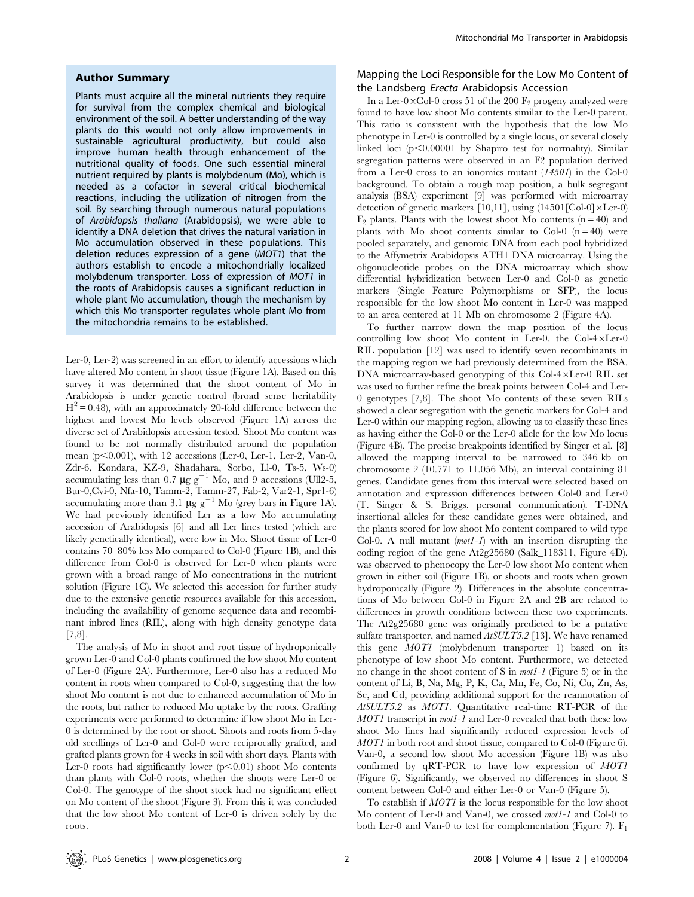## Author Summary

Plants must acquire all the mineral nutrients they require for survival from the complex chemical and biological environment of the soil. A better understanding of the way plants do this would not only allow improvements in sustainable agricultural productivity, but could also improve human health through enhancement of the nutritional quality of foods. One such essential mineral nutrient required by plants is molybdenum (Mo), which is needed as a cofactor in several critical biochemical reactions, including the utilization of nitrogen from the soil. By searching through numerous natural populations of *Arabidopsis thaliana* (Arabidopsis), we were able to identify a DNA deletion that drives the natural variation in Mo accumulation observed in these populations. This deletion reduces expression of a gene (*MOT1*) that the authors establish to encode a mitochondrially localized molybdenum transporter. Loss of expression of *MOT1* in the roots of Arabidopsis causes a significant reduction in whole plant Mo accumulation, though the mechanism by which this Mo transporter regulates whole plant Mo from the mitochondria remains to be established.

Ler-0, Ler-2) was screened in an effort to identify accessions which have altered Mo content in shoot tissue (Figure 1A). Based on this survey it was determined that the shoot content of Mo in Arabidopsis is under genetic control (broad sense heritability $H^2 = 0.48$), with an approximately 20-fold difference between the highest and lowest Mo levels observed (Figure 1A) across the diverse set of Arabidopsis accession tested. Shoot Mo content was found to be not normally distributed around the population mean ($p<0.001$), with 12 accessions (Ler-0, Ler-1, Ler-2, Van-0, Zdr-6, Kondara, KZ-9, Shadahara, Sorbo, Ll-0, Ts-5, Ws-0) accumulating less than 0.7 $\mu g\ g^{-1}$ Mo, and 9 accessions (Ull2-5, Bur-0,Cvi-0, Nfa-10, Tamm-2, Tamm-27, Fab-2, Var2-1, Spr1-6) accumulating more than 3.1 $\mu g\ g^{-1}$ Mo (grey bars in Figure 1A). We had previously identified Ler as a low Mo accumulating accession of Arabidopsis [6] and all Ler lines tested (which are likely genetically identical), were low in Mo. Shoot tissue of Ler-0 contains 70–80% less Mo compared to Col-0 (Figure 1B), and this difference from Col-0 is observed for Ler-0 when plants were grown with a broad range of Mo concentrations in the nutrient solution (Figure 1C). We selected this accession for further study due to the extensive genetic resources available for this accession, including the availability of genome sequence data and recombinant inbred lines (RIL), along with high density genotype data [7,8].

The analysis of Mo in shoot and root tissue of hydroponically grown Ler-0 and Col-0 plants confirmed the low shoot Mo content of Ler-0 (Figure 2A). Furthermore, Ler-0 also has a reduced Mo content in roots when compared to Col-0, suggesting that the low shoot Mo content is not due to enhanced accumulation of Mo in the roots, but rather to reduced Mo uptake by the roots. Grafting experiments were performed to determine if low shoot Mo in Ler-0 is determined by the root or shoot. Shoots and roots from 5-day old seedlings of Ler-0 and Col-0 were reciprocally grafted, and grafted plants grown for 4 weeks in soil with short days. Plants with Ler-0 roots had significantly lower ($p<0.01$) shoot Mo contents than plants with Col-0 roots, whether the shoots were Ler-0 or Col-0. The genotype of the shoot stock had no significant effect on Mo content of the shoot (Figure 3). From this it was concluded that the low shoot Mo content of Ler-0 is driven solely by the roots.

### Mapping the Loci Responsible for the Low Mo Content of the Landsberg *Erecta* Arabidopsis Accession

In a Ler-0×Col-0 cross 51 of the 200 $F_2$ progeny analyzed were found to have low shoot Mo contents similar to the Ler-0 parent. This ratio is consistent with the hypothesis that the low Mo phenotype in Ler-0 is controlled by a single locus, or several closely linked loci ($p<0.00001$ by Shapiro test for normality). Similar segregation patterns were observed in an F2 population derived from a Ler-0 cross to an ionomics mutant (*14501*) in the Col-0 background. To obtain a rough map position, a bulk segregant analysis (BSA) experiment [9] was performed with microarray detection of genetic markers [10,11], using (14501[Col-0]×Ler-0) $F_2$ plants. Plants with the lowest shoot Mo contents ($n=40$) and plants with Mo shoot contents similar to Col-0 ($n=40$) were pooled separately, and genomic DNA from each pool hybridized to the Affymetrix Arabidopsis ATH1 DNA microarray. Using the oligonucleotide probes on the DNA microarray which show differential hybridization between Ler-0 and Col-0 as genetic markers (Single Feature Polymorphisms or SFP), the locus responsible for the low shoot Mo content in Ler-0 was mapped to an area centered at 11 Mb on chromosome 2 (Figure 4A).

To further narrow down the map position of the locus controlling low shoot Mo content in Ler-0, the Col-4×Ler-0 RIL population [12] was used to identify seven recombinants in the mapping region we had previously determined from the BSA. DNA microarray-based genotyping of this Col-4×Ler-0 RIL set was used to further refine the break points between Col-4 and Ler-0 genotypes [7,8]. The shoot Mo contents of these seven RILs showed a clear segregation with the genetic markers for Col-4 and Ler-0 within our mapping region, allowing us to classify these lines as having either the Col-0 or the Ler-0 allele for the low Mo locus (Figure 4B). The precise breakpoints identified by Singer et al. [8] allowed the mapping interval to be narrowed to 346 kb on chromosome 2 (10.771 to 11.056 Mb), an interval containing 81 genes. Candidate genes from this interval were selected based on annotation and expression differences between Col-0 and Ler-0 (T. Singer & S. Briggs, personal communication). T-DNA insertional alleles for these candidate genes were obtained, and the plants scored for low shoot Mo content compared to wild type Col-0. A null mutant (*mot1-1*) with an insertion disrupting the coding region of the gene At2g25680 (Salk_118311, Figure 4D), was observed to phenocopy the Ler-0 low shoot Mo content when grown in either soil (Figure 1B), or shoots and roots when grown hydroponically (Figure 2). Differences in the absolute concentrations of Mo between Col-0 in Figure 2A and 2B are related to differences in growth conditions between these two experiments. The At2g25680 gene was originally predicted to be a putative sulfate transporter, and named *AtSULT5.2* [13]. We have renamed this gene *MOT1* (molybdenum transporter 1) based on its phenotype of low shoot Mo content. Furthermore, we detected no change in the shoot content of S in *mot1-1* (Figure 5) or in the content of Li, B, Na, Mg, P, K, Ca, Mn, Fe, Co, Ni, Cu, Zn, As, Se, and Cd, providing additional support for the reannotation of *AtSULT5.2* as *MOT1*. Quantitative real-time RT-PCR of the *MOT1* transcript in *mot1-1* and Ler-0 revealed that both these low shoot Mo lines had significantly reduced expression levels of *MOT1* in both root and shoot tissue, compared to Col-0 (Figure 6). Van-0, a second low shoot Mo accession (Figure 1B) was also confirmed by qRT-PCR to have low expression of *MOT1* (Figure 6). Significantly, we observed no differences in shoot S content between Col-0 and either Ler-0 or Van-0 (Figure 5).

To establish if *MOT1* is the locus responsible for the low shoot Mo content of Ler-0 and Van-0, we crossed *mot1-1* and Col-0 to both Ler-0 and Van-0 to test for complementation (Figure 7). $F_1$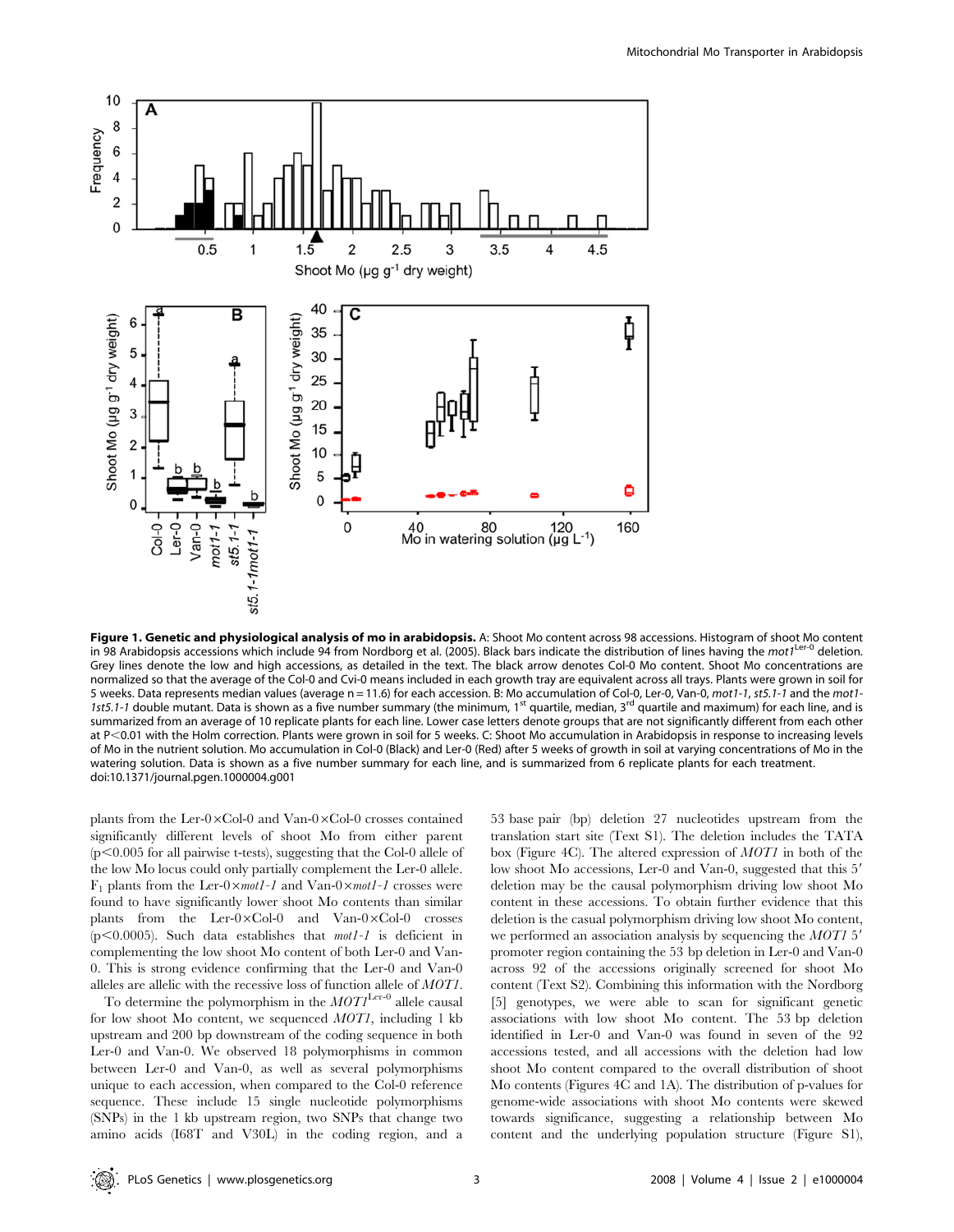**Figure 1. Genetic and physiological analysis of mo in arabidopsis.** A: Shoot Mo content across 98 accessions. Histogram of shoot Mo content in 98 Arabidopsis accessions which include 94 from Nordborg et al. (2005). Black bars indicate the distribution of lines having the *mot1*$^{Ler-0}$ deletion. Grey lines denote the low and high accessions, as detailed in the text. The black arrow denotes Col-0 Mo content. Shoot Mo concentrations are normalized so that the average of the Col-0 and Cvi-0 means included in each growth tray are equivalent across all trays. Plants were grown in soil for 5 weeks. Data represents median values (average n = 11.6) for each accession. B: Mo accumulation of Col-0, Ler-0, Van-0, *mot1-1*, *st5.1-1* and the *mot1-1st5.1-1* double mutant. Data is shown as a five number summary (the minimum, 1st quartile, median, 3rd quartile and maximum) for each line, and is summarized from an average of 10 replicate plants for each line. Lower case letters denote groups that are not significantly different from each other at P<0.01 with the Holm correction. Plants were grown in soil for 5 weeks. C: Shoot Mo accumulation in Arabidopsis in response to increasing levels of Mo in the nutrient solution. Mo accumulation in Col-0 (Black) and Ler-0 (Red) after 5 weeks of growth in soil at varying concentrations of Mo in the watering solution. Data is shown as a five number summary for each line, and is summarized from 6 replicate plants for each treatment.
doi:10.1371/journal.pgen.1000004.g001

plants from the Ler-0×Col-0 and Van-0×Col-0 crosses contained significantly different levels of shoot Mo from either parent ($p<0.005$ for all pairwise t-tests), suggesting that the Col-0 allele of the low Mo locus could only partially complement the Ler-0 allele. $F_1$ plants from the Ler-0×*mot1-1* and Van-0×*mot1-1* crosses were found to have significantly lower shoot Mo contents than similar plants from the Ler-0×Col-0 and Van-0×Col-0 crosses ($p<0.0005$). Such data establishes that *mot1-1* is deficient in complementing the low shoot Mo content of both Ler-0 and Van-0. This is strong evidence confirming that the Ler-0 and Van-0 alleles are allelic with the recessive loss of function allele of *MOT1*.

To determine the polymorphism in the *MOT1*$^{Ler-0}$ allele causal for low shoot Mo content, we sequenced *MOT1*, including 1 kb upstream and 200 bp downstream of the coding sequence in both Ler-0 and Van-0. We observed 18 polymorphisms in common between Ler-0 and Van-0, as well as several polymorphisms unique to each accession, when compared to the Col-0 reference sequence. These include 15 single nucleotide polymorphisms (SNPs) in the 1 kb upstream region, two SNPs that change two amino acids (I68T and V30L) in the coding region, and a 53 base pair (bp) deletion 27 nucleotides upstream from the translation start site (Text S1). The deletion includes the TATA box (Figure 4C). The altered expression of *MOT1* in both of the low shoot Mo accessions, Ler-0 and Van-0, suggested that this 5′ deletion may be the causal polymorphism driving low shoot Mo content in these accessions. To obtain further evidence that this deletion is the casual polymorphism driving low shoot Mo content, we performed an association analysis by sequencing the *MOT1* 5′ promoter region containing the 53 bp deletion in Ler-0 and Van-0 across 92 of the accessions originally screened for shoot Mo content (Text S2). Combining this information with the Nordborg [5] genotypes, we were able to scan for significant genetic associations with low shoot Mo content. The 53 bp deletion identified in Ler-0 and Van-0 was found in seven of the 92 accessions tested, and all accessions with the deletion had low shoot Mo content compared to the overall distribution of shoot Mo contents (Figures 4C and 1A). The distribution of p-values for genome-wide associations with shoot Mo contents were skewed towards significance, suggesting a relationship between Mo content and the underlying population structure (Figure S1),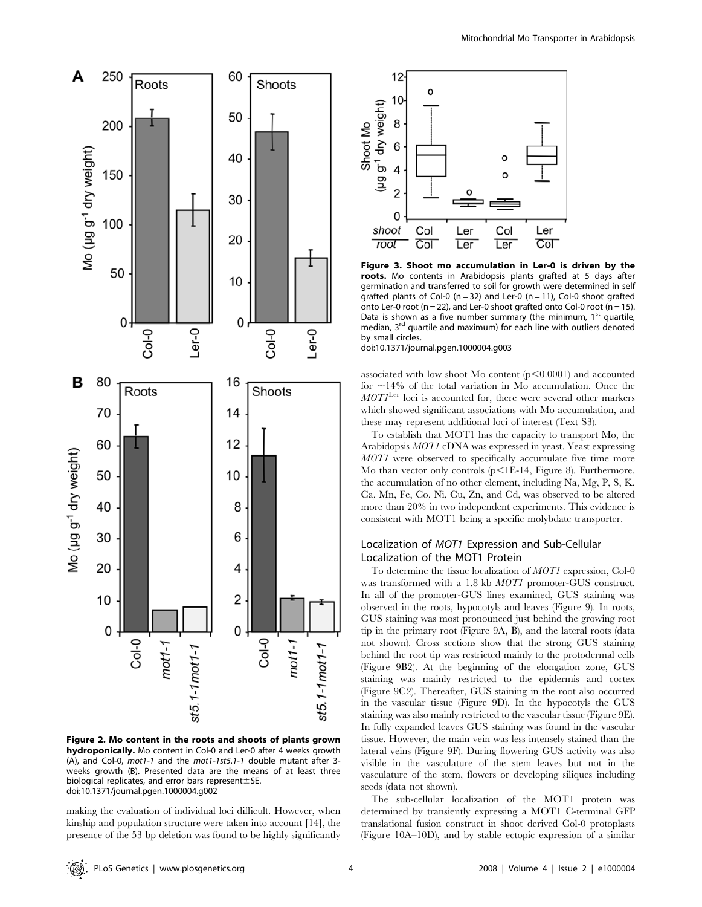**Figure 2. Mo content in the roots and shoots of plants grown hydroponically.** Mo content in Col-0 and Ler-0 after 4 weeks growth (A), and Col-0, *mot1-1* and the *mot1-1st5.1-1* double mutant after 3-weeks growth (B). Presented data are the means of at least three biological replicates, and error bars represent±SE.
doi:10.1371/journal.pgen.1000004.g002

making the evaluation of individual loci difficult. However, when kinship and population structure were taken into account [14], the presence of the 53 bp deletion was found to be highly significantly associated with low shoot Mo content ($p<0.0001$) and accounted for ~14% of the total variation in Mo accumulation. Once the $MOT1^{Ler}$ loci is accounted for, there were several other markers which showed significant associations with Mo accumulation, and these may represent additional loci of interest (Text S3).

**Figure 3. Shoot mo accumulation in Ler-0 is driven by the roots.** Mo contents in Arabidopsis plants grafted at 5 days after germination and transferred to soil for growth were determined in self grafted plants of Col-0 (n = 32) and Ler-0 (n = 11), Col-0 shoot grafted onto Ler-0 root (n = 22), and Ler-0 shoot grafted onto Col-0 root (n = 15). Data is shown as a five number summary (the minimum, 1st quartile, median, 3rd quartile and maximum) for each line with outliers denoted by small circles.
doi:10.1371/journal.pgen.1000004.g003

To establish that MOT1 has the capacity to transport Mo, the Arabidopsis *MOT1* cDNA was expressed in yeast. Yeast expressing *MOT1* were observed to specifically accumulate five time more Mo than vector only controls ($p<1E\text{-}14$, Figure 8). Furthermore, the accumulation of no other element, including Na, Mg, P, S, K, Ca, Mn, Fe, Co, Ni, Cu, Zn, and Cd, was observed to be altered more than 20% in two independent experiments. This evidence is consistent with MOT1 being a specific molybdate transporter.

## Localization of *MOT1* Expression and Sub-Cellular Localization of the MOT1 Protein

To determine the tissue localization of *MOT1* expression, Col-0 was transformed with a 1.8 kb *MOT1* promoter-GUS construct. In all of the promoter-GUS lines examined, GUS staining was observed in the roots, hypocotyls and leaves (Figure 9). In roots, GUS staining was most pronounced just behind the growing root tip in the primary root (Figure 9A, B), and the lateral roots (data not shown). Cross sections show that the strong GUS staining behind the root tip was restricted mainly to the protodermal cells (Figure 9B2). At the beginning of the elongation zone, GUS staining was mainly restricted to the epidermis and cortex (Figure 9C2). Thereafter, GUS staining in the root also occurred in the vascular tissue (Figure 9D). In the hypocotyls the GUS staining was also mainly restricted to the vascular tissue (Figure 9E). In fully expanded leaves GUS staining was found in the vascular tissue. However, the main vein was less intensely stained than the lateral veins (Figure 9F). During flowering GUS activity was also visible in the vasculature of the stem leaves but not in the vasculature of the stem, flowers or developing siliques including seeds (data not shown).

The sub-cellular localization of the MOT1 protein was determined by transiently expressing a MOT1 C-terminal GFP translational fusion construct in shoot derived Col-0 protoplasts (Figure 10A–10D), and by stable ectopic expression of a similar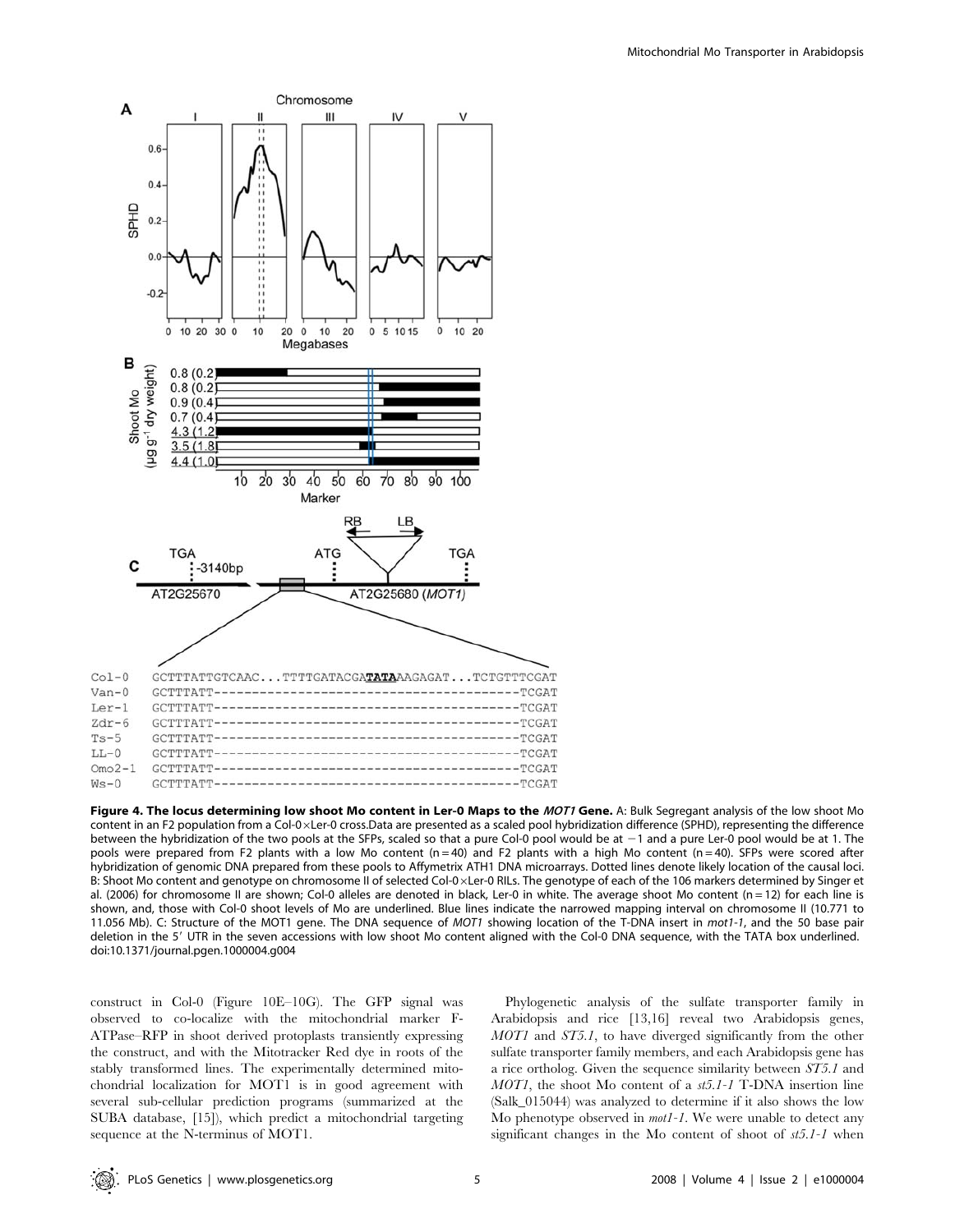**Figure 4. The locus determining low shoot Mo content in Ler-0 Maps to the *MOT1* Gene.** A: Bulk Segregant analysis of the low shoot Mo content in an F2 population from a Col-0×Ler-0 cross.Data are presented as a scaled pool hybridization difference (SPHD), representing the difference between the hybridization of the two pools at the SFPs, scaled so that a pure Col-0 pool would be at −1 and a pure Ler-0 pool would be at 1. The pools were prepared from F2 plants with a low Mo content (n = 40) and F2 plants with a high Mo content (n = 40). SFPs were scored after hybridization of genomic DNA prepared from these pools to Affymetrix ATH1 DNA microarrays. Dotted lines denote likely location of the causal loci. B: Shoot Mo content and genotype on chromosome II of selected Col-0×Ler-0 RILs. The genotype of each of the 106 markers determined by Singer et al. (2006) for chromosome II are shown; Col-0 alleles are denoted in black, Ler-0 in white. The average shoot Mo content (n = 12) for each line is shown, and, those with Col-0 shoot levels of Mo are underlined. Blue lines indicate the narrowed mapping interval on chromosome II (10.771 to 11.056 Mb). C: Structure of the MOT1 gene. The DNA sequence of *MOT1* showing location of the T-DNA insert in *mot1-1*, and the 50 base pair deletion in the 5′ UTR in the seven accessions with low shoot Mo content aligned with the Col-0 DNA sequence, with the TATA box underlined.
doi:10.1371/journal.pgen.1000004.g004

construct in Col-0 (Figure 10E–10G). The GFP signal was observed to co-localize with the mitochondrial marker F-ATPase–RFP in shoot derived protoplasts transiently expressing the construct, and with the Mitotracker Red dye in roots of the stably transformed lines. The experimentally determined mitochondrial localization for MOT1 is in good agreement with several sub-cellular prediction programs (summarized at the SUBA database, [15]), which predict a mitochondrial targeting sequence at the N-terminus of MOT1.

Phylogenetic analysis of the sulfate transporter family in Arabidopsis and rice [13,16] reveal two Arabidopsis genes, *MOT1* and *ST5.1*, to have diverged significantly from the other sulfate transporter family members, and each Arabidopsis gene has a rice ortholog. Given the sequence similarity between *ST5.1* and *MOT1*, the shoot Mo content of a *st5.1-1* T-DNA insertion line (Salk_015044) was analyzed to determine if it also shows the low Mo phenotype observed in *mot1-1*. We were unable to detect any significant changes in the Mo content of shoot of *st5.1-1* when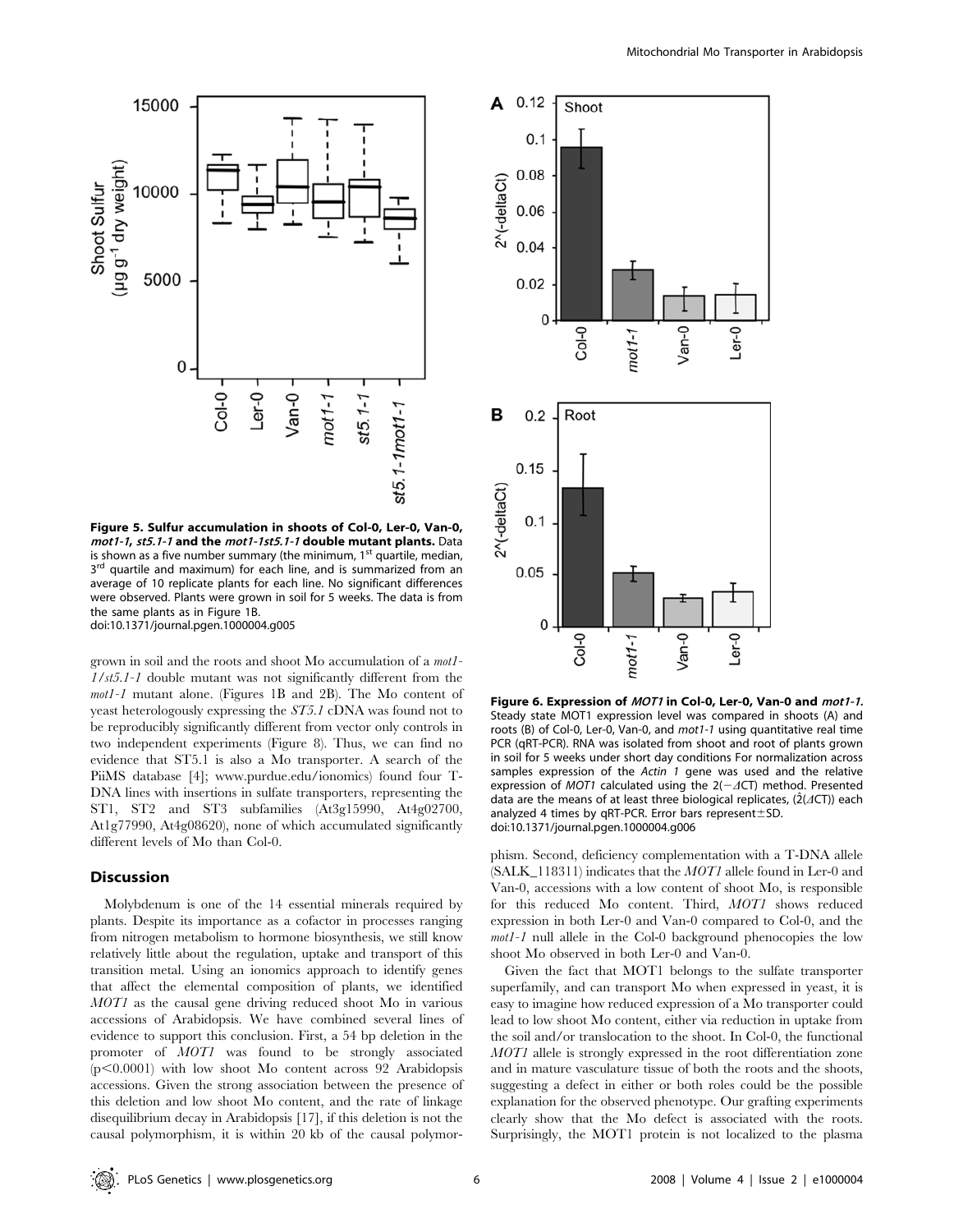**Figure 5. Sulfur accumulation in shoots of Col-0, Ler-0, Van-0, *mot1-1*, *st5.1-1* and the *mot1-1st5.1-1* double mutant plants.** Data is shown as a five number summary (the minimum, 1st quartile, median, 3rd quartile and maximum) for each line, and is summarized from an average of 10 replicate plants for each line. No significant differences were observed. Plants were grown in soil for 5 weeks. The data is from the same plants as in Figure 1B.
doi:10.1371/journal.pgen.1000004.g005

grown in soil and the roots and shoot Mo accumulation of a *mot1-1/st5.1-1* double mutant was not significantly different from the *mot1-1* mutant alone. (Figures 1B and 2B). The Mo content of yeast heterologously expressing the *ST5.1* cDNA was found not to be reproducibly significantly different from vector only controls in two independent experiments (Figure 8). Thus, we can find no evidence that ST5.1 is also a Mo transporter. A search of the PiiMS database [4]; www.purdue.edu/ionomics) found four T-DNA lines with insertions in sulfate transporters, representing the ST1, ST2 and ST3 subfamilies (At3g15990, At4g02700, At1g77990, At4g08620), none of which accumulated significantly different levels of Mo than Col-0.

## Discussion

Molybdenum is one of the 14 essential minerals required by plants. Despite its importance as a cofactor in processes ranging from nitrogen metabolism to hormone biosynthesis, we still know relatively little about the regulation, uptake and transport of this transition metal. Using an ionomics approach to identify genes that affect the elemental composition of plants, we identified *MOT1* as the causal gene driving reduced shoot Mo in various accessions of Arabidopsis. We have combined several lines of evidence to support this conclusion. First, a 54 bp deletion in the promoter of *MOT1* was found to be strongly associated ($p<0.0001$) with low shoot Mo content across 92 Arabidopsis accessions. Given the strong association between the presence of this deletion and low shoot Mo content, and the rate of linkage disequilibrium decay in Arabidopsis [17], if this deletion is not the causal polymorphism, it is within 20 kb of the causal polymorphism. Second, deficiency complementation with a T-DNA allele (SALK_118311) indicates that the *MOT1* allele found in Ler-0 and Van-0, accessions with a low content of shoot Mo, is responsible for this reduced Mo content. Third, *MOT1* shows reduced expression in both Ler-0 and Van-0 compared to Col-0, and the *mot1-1* null allele in the Col-0 background phenocopies the low shoot Mo observed in both Ler-0 and Van-0.

**Figure 6. Expression of *MOT1* in Col-0, Ler-0, Van-0 and *mot1-1*.** Steady state MOT1 expression level was compared in shoots (A) and roots (B) of Col-0, Ler-0, Van-0, and *mot1-1* using quantitative real time PCR (qRT-PCR). RNA was isolated from shoot and root of plants grown in soil for 5 weeks under short day conditions For normalization across samples expression of the *Actin 1* gene was used and the relative expression of *MOT1* calculated using the $2(-\Delta CT)$ method. Presented data are the means of at least three biological replicates, ($\hat{2}(\Delta CT)$) each analyzed 4 times by qRT-PCR. Error bars represent±SD.
doi:10.1371/journal.pgen.1000004.g006

Given the fact that MOT1 belongs to the sulfate transporter superfamily, and can transport Mo when expressed in yeast, it is easy to imagine how reduced expression of a Mo transporter could lead to low shoot Mo content, either via reduction in uptake from the soil and/or translocation to the shoot. In Col-0, the functional *MOT1* allele is strongly expressed in the root differentiation zone and in mature vasculature tissue of both the roots and the shoots, suggesting a defect in either or both roles could be the possible explanation for the observed phenotype. Our grafting experiments clearly show that the Mo defect is associated with the roots. Surprisingly, the MOT1 protein is not localized to the plasma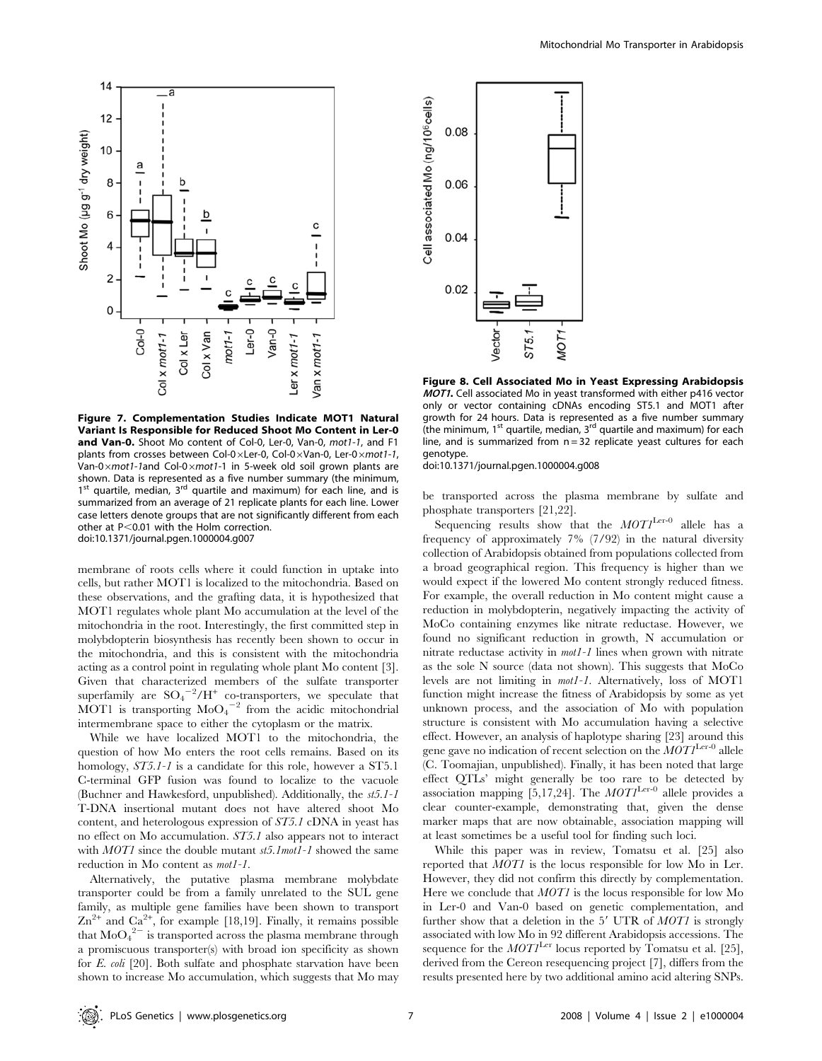**Figure 7. Complementation Studies Indicate MOT1 Natural Variant Is Responsible for Reduced Shoot Mo Content in Ler-0 and Van-0.** Shoot Mo content of Col-0, Ler-0, Van-0, *mot1-1*, and F1 plants from crosses between Col-0×Ler-0, Col-0×Van-0, Ler-0×*mot1-1*, Van-0×*mot1-1*and Col-0×*mot1*-1 in 5-week old soil grown plants are shown. Data is represented as a five number summary (the minimum, 1st quartile, median, 3rd quartile and maximum) for each line, and is summarized from an average of 21 replicate plants for each line. Lower case letters denote groups that are not significantly different from each other at P<0.01 with the Holm correction.
doi:10.1371/journal.pgen.1000004.g007

**Figure 8. Cell Associated Mo in Yeast Expressing Arabidopsis *MOT1*.** Cell associated Mo in yeast transformed with either p416 vector only or vector containing cDNAs encoding ST5.1 and MOT1 after growth for 24 hours. Data is represented as a five number summary (the minimum, 1st quartile, median, 3rd quartile and maximum) for each line, and is summarized from n = 32 replicate yeast cultures for each genotype.
doi:10.1371/journal.pgen.1000004.g008

membrane of roots cells where it could function in uptake into cells, but rather MOT1 is localized to the mitochondria. Based on these observations, and the grafting data, it is hypothesized that MOT1 regulates whole plant Mo accumulation at the level of the mitochondria in the root. Interestingly, the first committed step in molybdopterin biosynthesis has recently been shown to occur in the mitochondria, and this is consistent with the mitochondria acting as a control point in regulating whole plant Mo content [3]. Given that characterized members of the sulfate transporter superfamily are $SO_4^{-2}/H^+$ co-transporters, we speculate that MOT1 is transporting $MoO_4^{-2}$ from the acidic mitochondrial intermembrane space to either the cytoplasm or the matrix.

While we have localized MOT1 to the mitochondria, the question of how Mo enters the root cells remains. Based on its homology, *ST5.1-1* is a candidate for this role, however a ST5.1 C-terminal GFP fusion was found to localize to the vacuole (Buchner and Hawkesford, unpublished). Additionally, the *st5.1-1* T-DNA insertional mutant does not have altered shoot Mo content, and heterologous expression of *ST5.1* cDNA in yeast has no effect on Mo accumulation. *ST5.1* also appears not to interact with *MOT1* since the double mutant *st5.1mot1-1* showed the same reduction in Mo content as *mot1-1*.

Alternatively, the putative plasma membrane molybdate transporter could be from a family unrelated to the SUL gene family, as multiple gene families have been shown to transport $Zn^{2+}$ and $Ca^{2+}$, for example [18,19]. Finally, it remains possible that $MoO_4^{2-}$ is transported across the plasma membrane through a promiscuous transporter(s) with broad ion specificity as shown for *E. coli* [20]. Both sulfate and phosphate starvation have been shown to increase Mo accumulation, which suggests that Mo may be transported across the plasma membrane by sulfate and phosphate transporters [21,22].

Sequencing results show that the $MOT1^{Ler\text{-}0}$ allele has a frequency of approximately 7% (7/92) in the natural diversity collection of Arabidopsis obtained from populations collected from a broad geographical region. This frequency is higher than we would expect if the lowered Mo content strongly reduced fitness. For example, the overall reduction in Mo content might cause a reduction in molybdopterin, negatively impacting the activity of MoCo containing enzymes like nitrate reductase. However, we found no significant reduction in growth, N accumulation or nitrate reductase activity in *mot1-1* lines when grown with nitrate as the sole N source (data not shown). This suggests that MoCo levels are not limiting in *mot1-1*. Alternatively, loss of MOT1 function might increase the fitness of Arabidopsis by some as yet unknown process, and the association of Mo with population structure is consistent with Mo accumulation having a selective effect. However, an analysis of haplotype sharing [23] around this gene gave no indication of recent selection on the $MOT1^{Ler\text{-}0}$ allele (C. Toomajian, unpublished). Finally, it has been noted that large effect QTLs' might generally be too rare to be detected by association mapping [5,17,24]. The $MOT1^{Ler\text{-}0}$ allele provides a clear counter-example, demonstrating that, given the dense marker maps that are now obtainable, association mapping will at least sometimes be a useful tool for finding such loci.

While this paper was in review, Tomatsu et al. [25] also reported that *MOT1* is the locus responsible for low Mo in Ler. However, they did not confirm this directly by complementation. Here we conclude that *MOT1* is the locus responsible for low Mo in Ler-0 and Van-0 based on genetic complementation, and further show that a deletion in the 5′ UTR of *MOT1* is strongly associated with low Mo in 92 different Arabidopsis accessions. The sequence for the $MOT1^{Ler}$ locus reported by Tomatsu et al. [25], derived from the Cereon resequencing project [7], differs from the results presented here by two additional amino acid altering SNPs.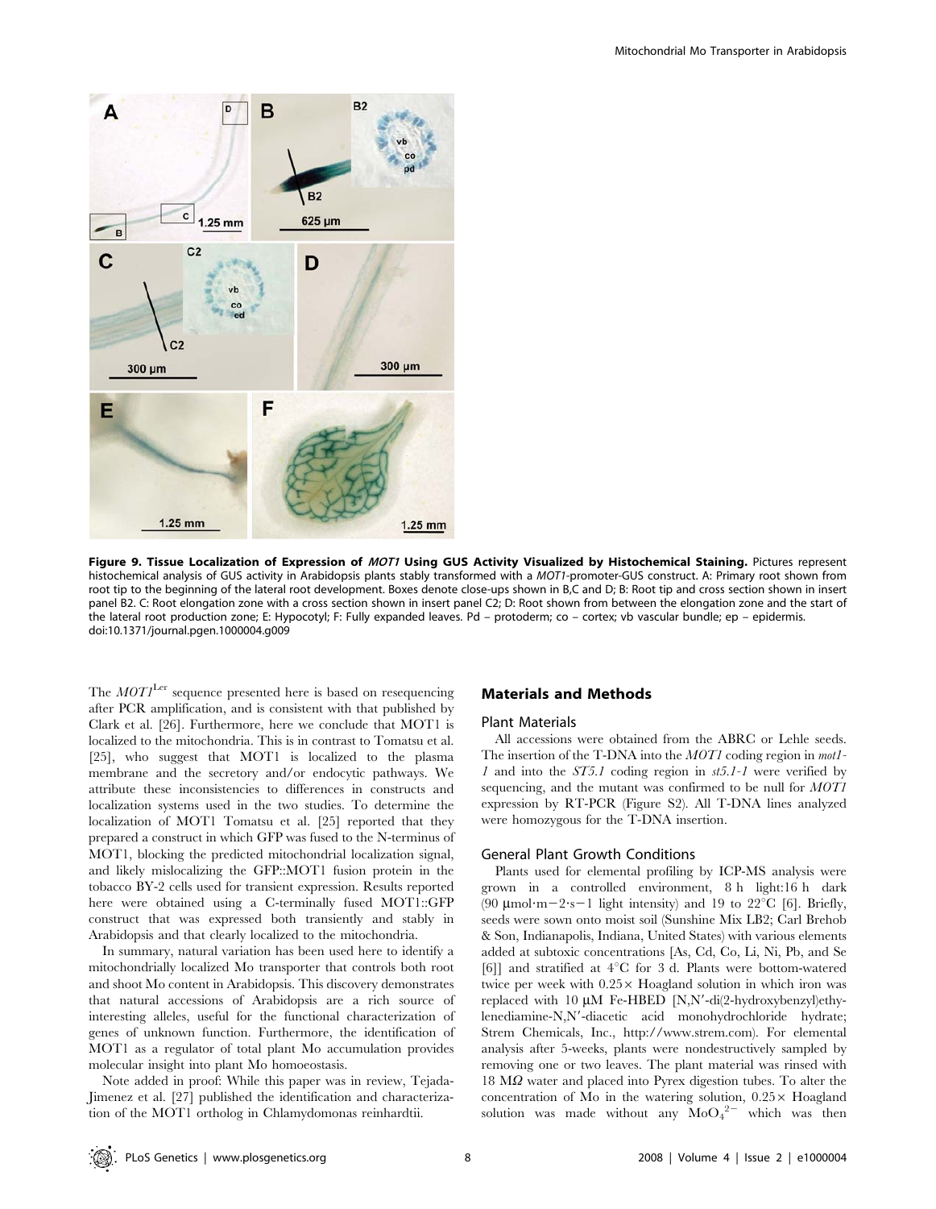**Figure 9. Tissue Localization of Expression of *MOT1* Using GUS Activity Visualized by Histochemical Staining.** Pictures represent histochemical analysis of GUS activity in Arabidopsis plants stably transformed with a *MOT1*-promoter-GUS construct. A: Primary root shown from root tip to the beginning of the lateral root development. Boxes denote close-ups shown in B,C and D; B: Root tip and cross section shown in insert panel B2. C: Root elongation zone with a cross section shown in insert panel C2; D: Root shown from between the elongation zone and the start of the lateral root production zone; E: Hypocotyl; F: Fully expanded leaves. Pd – protoderm; co – cortex; vb vascular bundle; ep – epidermis.
doi:10.1371/journal.pgen.1000004.g009

The $MOT1^{Ler}$ sequence presented here is based on resequencing after PCR amplification, and is consistent with that published by Clark et al. [26]. Furthermore, here we conclude that MOT1 is localized to the mitochondria. This is in contrast to Tomatsu et al. [25], who suggest that MOT1 is localized to the plasma membrane and the secretory and/or endocytic pathways. We attribute these inconsistencies to differences in constructs and localization systems used in the two studies. To determine the localization of MOT1 Tomatsu et al. [25] reported that they prepared a construct in which GFP was fused to the N-terminus of MOT1, blocking the predicted mitochondrial localization signal, and likely mislocalizing the GFP::MOT1 fusion protein in the tobacco BY-2 cells used for transient expression. Results reported here were obtained using a C-terminally fused MOT1::GFP construct that was expressed both transiently and stably in Arabidopsis and that clearly localized to the mitochondria.

In summary, natural variation has been used here to identify a mitochondrially localized Mo transporter that controls both root and shoot Mo content in Arabidopsis. This discovery demonstrates that natural accessions of Arabidopsis are a rich source of interesting alleles, useful for the functional characterization of genes of unknown function. Furthermore, the identification of MOT1 as a regulator of total plant Mo accumulation provides molecular insight into plant Mo homoeostasis.

Note added in proof: While this paper was in review, Tejada-Jimenez et al. [27] published the identification and characterization of the MOT1 ortholog in Chlamydomonas reinhardtii.

## Materials and Methods

### Plant Materials

All accessions were obtained from the ABRC or Lehle seeds. The insertion of the T-DNA into the *MOT1* coding region in *mot1-1* and into the *ST5.1* coding region in *st5.1-1* were verified by sequencing, and the mutant was confirmed to be null for *MOT1* expression by RT-PCR (Figure S2). All T-DNA lines analyzed were homozygous for the T-DNA insertion.

### General Plant Growth Conditions

Plants used for elemental profiling by ICP-MS analysis were grown in a controlled environment, 8 h light:16 h dark (90 $\mu$mol·m−2·s−1 light intensity) and 19 to 22°C [6]. Briefly, seeds were sown onto moist soil (Sunshine Mix LB2; Carl Brehob & Son, Indianapolis, Indiana, United States) with various elements added at subtoxic concentrations [As, Cd, Co, Li, Ni, Pb, and Se [6]] and stratified at 4°C for 3 d. Plants were bottom-watered twice per week with 0.25× Hoagland solution in which iron was replaced with 10 $\mu$M Fe-HBED [N,N′-di(2-hydroxybenzyl)ethylenediamine-N,N′-diacetic acid monohydrochloride hydrate; Strem Chemicals, Inc., http://www.strem.com). For elemental analysis after 5-weeks, plants were nondestructively sampled by removing one or two leaves. The plant material was rinsed with 18 MΩ water and placed into Pyrex digestion tubes. To alter the concentration of Mo in the watering solution, 0.25× Hoagland solution was made without any $MoO_4^{2-}$ which was then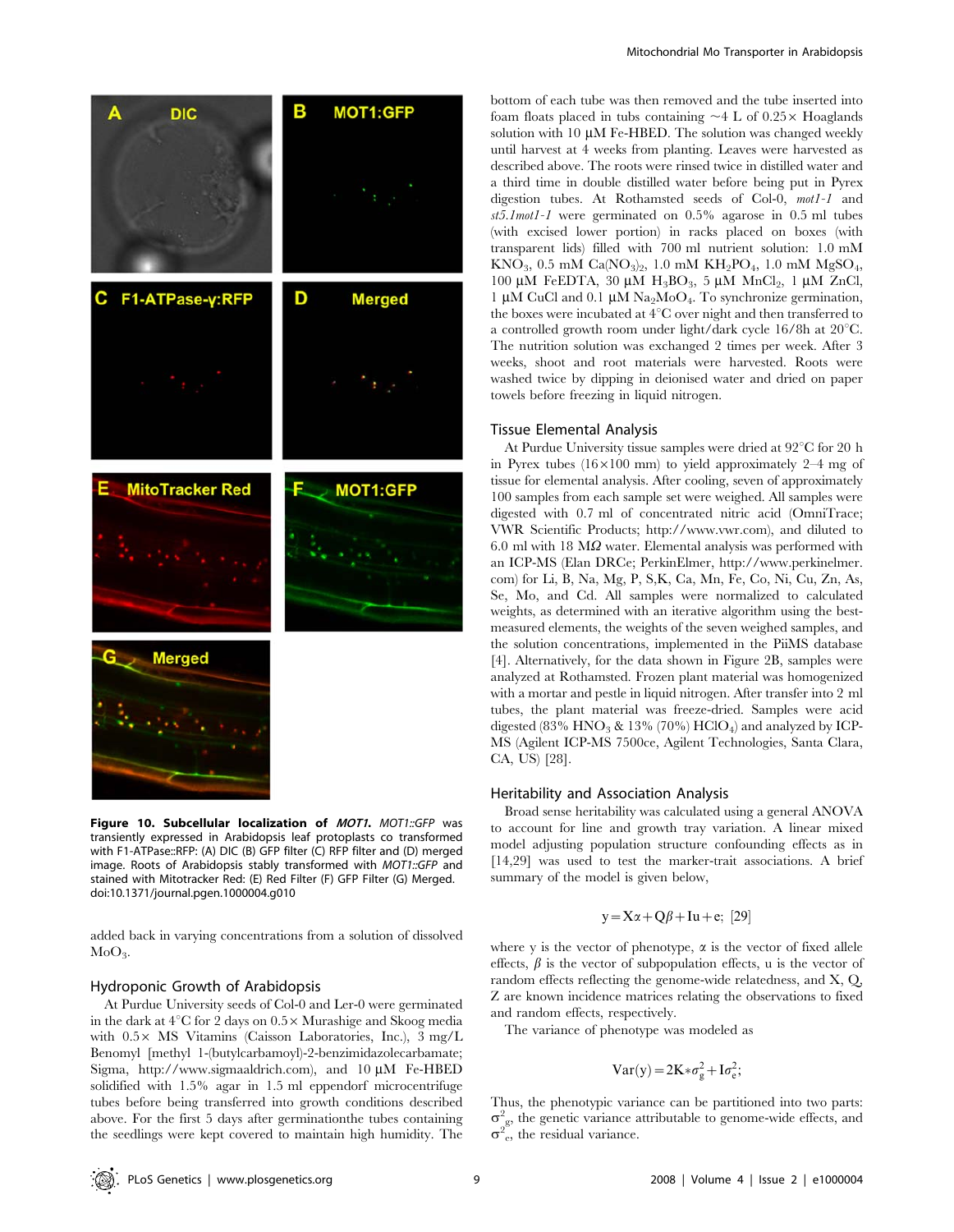**Figure 10. Subcellular localization of *MOT1*.** *MOT1::GFP* was transiently expressed in Arabidopsis leaf protoplasts co transformed with F1-ATPase::RFP: (A) DIC (B) GFP filter (C) RFP filter and (D) merged image. Roots of Arabidopsis stably transformed with *MOT1::GFP* and stained with Mitotracker Red: (E) Red Filter (F) GFP Filter (G) Merged. doi:10.1371/journal.pgen.1000004.g010

added back in varying concentrations from a solution of dissolved $MoO_3$.

## Hydroponic Growth of Arabidopsis

At Purdue University seeds of Col-0 and Ler-0 were germinated in the dark at 4°C for 2 days on 0.5× Murashige and Skoog media with 0.5× MS Vitamins (Caisson Laboratories, Inc.), 3 mg/L Benomyl [methyl 1-(butylcarbamoyl)-2-benzimidazolecarbamate; Sigma, http://www.sigmaaldrich.com), and 10 µM Fe-HBED solidified with 1.5% agar in 1.5 ml eppendorf microcentrifuge tubes before being transferred into growth conditions described above. For the first 5 days after germinationthe tubes containing the seedlings were kept covered to maintain high humidity. The bottom of each tube was then removed and the tube inserted into foam floats placed in tubs containing ~4 L of 0.25× Hoaglands solution with 10 µM Fe-HBED. The solution was changed weekly until harvest at 4 weeks from planting. Leaves were harvested as described above. The roots were rinsed twice in distilled water and a third time in double distilled water before being put in Pyrex digestion tubes. At Rothamsted seeds of Col-0, *mot1-1* and *st5.1mot1-1* were germinated on 0.5% agarose in 0.5 ml tubes (with excised lower portion) in racks placed on boxes (with transparent lids) filled with 700 ml nutrient solution: 1.0 mM $KNO_3$, 0.5 mM $Ca(NO_3)_2$, 1.0 mM $KH_2PO_4$, 1.0 mM $MgSO_4$, 100 µM FeEDTA, 30 µM $H_3BO_3$, 5 µM $MnCl_2$, 1 µM $ZnCl$, 1 µM CuCl and 0.1 µM $Na_2MoO_4$. To synchronize germination, the boxes were incubated at 4°C over night and then transferred to a controlled growth room under light/dark cycle 16/8h at 20°C. The nutrition solution was exchanged 2 times per week. After 3 weeks, shoot and root materials were harvested. Roots were washed twice by dipping in deionised water and dried on paper towels before freezing in liquid nitrogen.

## Tissue Elemental Analysis

At Purdue University tissue samples were dried at 92°C for 20 h in Pyrex tubes (16×100 mm) to yield approximately 2–4 mg of tissue for elemental analysis. After cooling, seven of approximately 100 samples from each sample set were weighed. All samples were digested with 0.7 ml of concentrated nitric acid (OmniTrace; VWR Scientific Products; http://www.vwr.com), and diluted to 6.0 ml with 18 MΩ water. Elemental analysis was performed with an ICP-MS (Elan DRCe; PerkinElmer, http://www.perkinelmer.com) for Li, B, Na, Mg, P, S,K, Ca, Mn, Fe, Co, Ni, Cu, Zn, As, Se, Mo, and Cd. All samples were normalized to calculated weights, as determined with an iterative algorithm using the best-measured elements, the weights of the seven weighed samples, and the solution concentrations, implemented in the PiiMS database [4]. Alternatively, for the data shown in Figure 2B, samples were analyzed at Rothamsted. Frozen plant material was homogenized with a mortar and pestle in liquid nitrogen. After transfer into 2 ml tubes, the plant material was freeze-dried. Samples were acid digested (83% $HNO_3$ & 13% (70%) $HClO_4$) and analyzed by ICP-MS (Agilent ICP-MS 7500ce, Agilent Technologies, Santa Clara, CA, US) [28].

## Heritability and Association Analysis

Broad sense heritability was calculated using a general ANOVA to account for line and growth tray variation. A linear mixed model adjusting population structure confounding effects as in [14,29] was used to test the marker-trait associations. A brief summary of the model is given below,

$$y = X\alpha + Q\beta + Iu + e; \; [29]$$

where y is the vector of phenotype, α is the vector of fixed allele effects, β is the vector of subpopulation effects, u is the vector of random effects reflecting the genome-wide relatedness, and X, Q, Z are known incidence matrices relating the observations to fixed and random effects, respectively.

The variance of phenotype was modeled as

$$Var(y) = 2K{*}\sigma_g^2 + I\sigma_e^2;$$

Thus, the phenotypic variance can be partitioned into two parts: $\sigma_g^2$, the genetic variance attributable to genome-wide effects, and $\sigma_e^2$, the residual variance.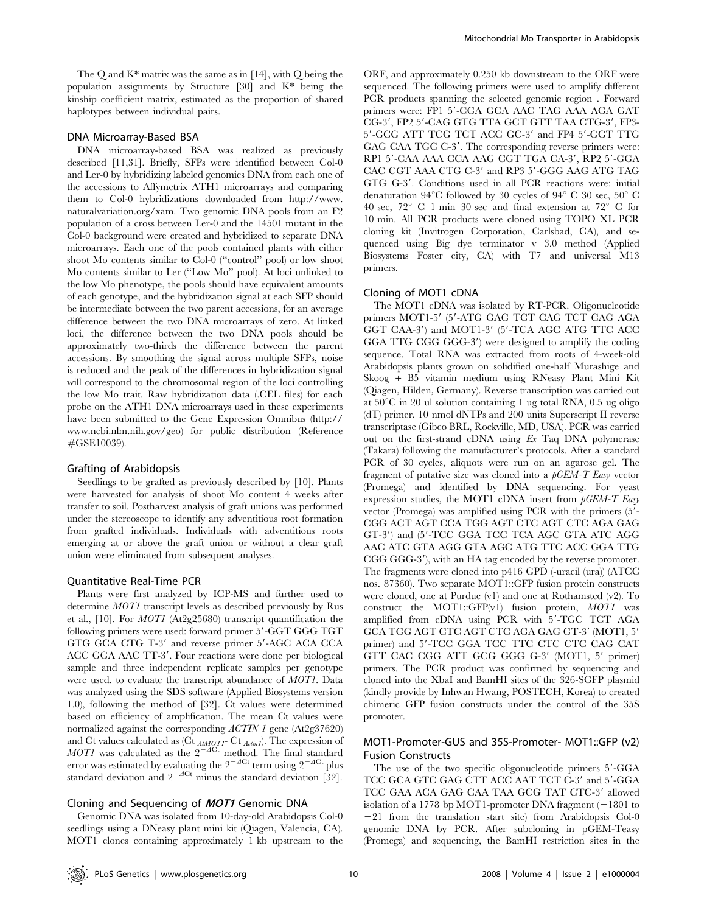The Q and K* matrix was the same as in [14], with Q being the population assignments by Structure [30] and K* being the kinship coefficient matrix, estimated as the proportion of shared haplotypes between individual pairs.

### DNA Microarray-Based BSA

DNA microarray-based BSA was realized as previously described [11,31]. Briefly, SFPs were identified between Col-0 and Ler-0 by hybridizing labeled genomics DNA from each one of the accessions to Affymetrix ATH1 microarrays and comparing them to Col-0 hybridizations downloaded from http://www.naturalvariation.org/xam. Two genomic DNA pools from an F2 population of a cross between Ler-0 and the 14501 mutant in the Col-0 background were created and hybridized to separate DNA microarrays. Each one of the pools contained plants with either shoot Mo contents similar to Col-0 ("control" pool) or low shoot Mo contents similar to Ler ("Low Mo" pool). At loci unlinked to the low Mo phenotype, the pools should have equivalent amounts of each genotype, and the hybridization signal at each SFP should be intermediate between the two parent accessions, for an average difference between the two DNA microarrays of zero. At linked loci, the difference between the two DNA pools should be approximately two-thirds the difference between the parent accessions. By smoothing the signal across multiple SFPs, noise is reduced and the peak of the differences in hybridization signal will correspond to the chromosomal region of the loci controlling the low Mo trait. Raw hybridization data (.CEL files) for each probe on the ATH1 DNA microarrays used in these experiments have been submitted to the Gene Expression Omnibus (http://www.ncbi.nlm.nih.gov/geo) for public distribution (Reference #GSE10039).

### Grafting of Arabidopsis

Seedlings to be grafted as previously described by [10]. Plants were harvested for analysis of shoot Mo content 4 weeks after transfer to soil. Postharvest analysis of graft unions was performed under the stereoscope to identify any adventitious root formation from grafted individuals. Individuals with adventitious roots emerging at or above the graft union or without a clear graft union were eliminated from subsequent analyses.

### Quantitative Real-Time PCR

Plants were first analyzed by ICP-MS and further used to determine *MOT1* transcript levels as described previously by Rus et al., [10]. For *MOT1* (At2g25680) transcript quantification the following primers were used: forward primer 5′-GGT GGG TGT GTG GCA CTG T-3′ and reverse primer 5′-AGC ACA CCA ACC GGA AAC TT-3′. Four reactions were done per biological sample and three independent replicate samples per genotype were used. to evaluate the transcript abundance of *MOT1*. Data was analyzed using the SDS software (Applied Biosystems version 1.0), following the method of [32]. Ct values were determined based on efficiency of amplification. The mean Ct values were normalized against the corresponding *ACTIN 1* gene (At2g37620) and Ct values calculated as ($Ct_{AtMOT1}$- $Ct_{Actin1}$). The expression of *MOT1* was calculated as the $2^{-\Delta Ct}$ method. The final standard error was estimated by evaluating the $2^{-\Delta Ct}$ term using $2^{-\Delta Ct}$ plus standard deviation and $2^{-\Delta Ct}$ minus the standard deviation [32].

### Cloning and Sequencing of *MOT1* Genomic DNA

Genomic DNA was isolated from 10-day-old Arabidopsis Col-0 seedlings using a DNeasy plant mini kit (Qiagen, Valencia, CA). MOT1 clones containing approximately 1 kb upstream to the ORF, and approximately 0.250 kb downstream to the ORF were sequenced. The following primers were used to amplify different PCR products spanning the selected genomic region . Forward primers were: FP1 5′-CGA GCA AAC TAG AAA AGA GAT CG-3′, FP2 5′-CAG GTG TTA GCT GTT TAA CTG-3′, FP3-5′-GCG ATT TCG TCT ACC GC-3′ and FP4 5′-GGT TTG GAG CAA TGC C-3′. The corresponding reverse primers were: RP1 5′-CAA AAA CCA AAG CGT TGA CA-3′, RP2 5′-GGA CAC CGT AAA CTG C-3′ and RP3 5′-GGG AAG ATG TAG GTG G-3′. Conditions used in all PCR reactions were: initial denaturation 94°C followed by 30 cycles of 94° C 30 sec, 50° C 40 sec, 72° C 1 min 30 sec and final extension at 72° C for 10 min. All PCR products were cloned using TOPO XL PCR cloning kit (Invitrogen Corporation, Carlsbad, CA), and sequenced using Big dye terminator v 3.0 method (Applied Biosystems Foster city, CA) with T7 and universal M13 primers.

### Cloning of MOT1 cDNA

The MOT1 cDNA was isolated by RT-PCR. Oligonucleotide primers MOT1-5′ (5′-ATG GAG TCT CAG TCT CAG AGA GGT CAA-3′) and MOT1-3′ (5′-TCA AGC ATG TTC ACC GGA TTG CGG GGG-3′) were designed to amplify the coding sequence. Total RNA was extracted from roots of 4-week-old Arabidopsis plants grown on solidified one-half Murashige and Skoog + B5 vitamin medium using RNeasy Plant Mini Kit (Qiagen, Hilden, Germany). Reverse transcription was carried out at 50°C in 20 ul solution containing 1 ug total RNA, 0.5 ug oligo (dT) primer, 10 nmol dNTPs and 200 units Superscript II reverse transcriptase (Gibco BRL, Rockville, MD, USA). PCR was carried out on the first-strand cDNA using *Ex* Taq DNA polymerase (Takara) following the manufacturer's protocols. After a standard PCR of 30 cycles, aliquots were run on an agarose gel. The fragment of putative size was cloned into a *pGEM-T Easy* vector (Promega) and identified by DNA sequencing. For yeast expression studies, the MOT1 cDNA insert from *pGEM-T Easy* vector (Promega) was amplified using PCR with the primers (5′-CGG ACT AGT CCA TGG AGT CTC AGT CTC AGA GAG GT-3′) and (5′-TCC GGA TCC TCA AGC GTA ATC AGG AAC ATC GTA AGG GTA AGC ATG TTC ACC GGA TTG CGG GGG-3′), with an HA tag encoded by the reverse promoter. The fragments were cloned into p416 GPD (-uracil (ura)) (ATCC nos. 87360). Two separate MOT1::GFP fusion protein constructs were cloned, one at Purdue (v1) and one at Rothamsted (v2). To construct the MOT1::GFP(v1) fusion protein, *MOT1* was amplified from cDNA using PCR with 5′-TGC TCT AGA GCA TGG AGT CTC AGT CTC AGA GAG GT-3′ (MOT1, 5′ primer) and 5′-TCC GGA TCC TTC CTC CTC CAG CAT GTT CAC CGG ATT GCG GGG G-3′ (MOT1, 5′ primer) primers. The PCR product was confirmed by sequencing and cloned into the XbaI and BamHI sites of the 326-SGFP plasmid (kindly provide by Inhwan Hwang, POSTECH, Korea) to created chimeric GFP fusion constructs under the control of the 35S promoter.

### MOT1-Promoter-GUS and 35S-Promoter- MOT1::GFP (v2) Fusion Constructs

The use of the two specific oligonucleotide primers 5′-GGA TCC GCA GTC GAG CTT ACC AAT TCT C-3′ and 5′-GGA TCC GAA ACA GAG CAA TAA GCG TAT CTC-3′ allowed isolation of a 1778 bp MOT1-promoter DNA fragment (−1801 to −21 from the translation start site) from Arabidopsis Col-0 genomic DNA by PCR. After subcloning in pGEM-Teasy (Promega) and sequencing, the BamHI restriction sites in the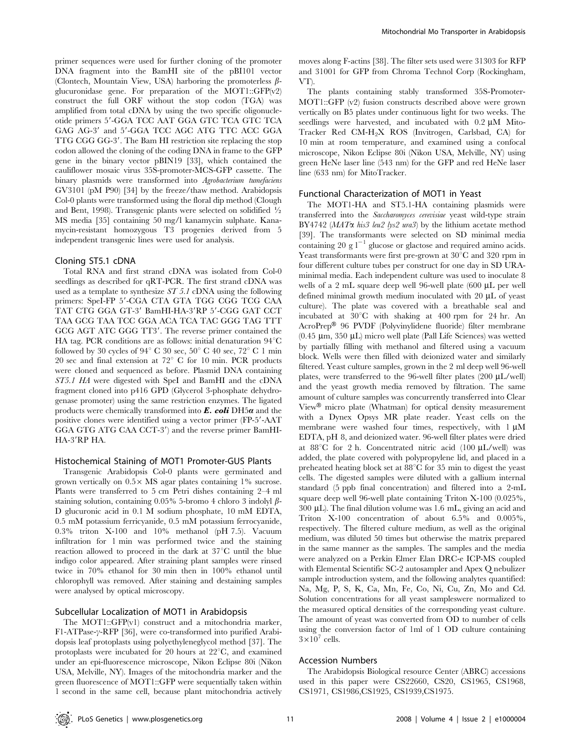primer sequences were used for further cloning of the promoter DNA fragment into the BamHI site of the pBI101 vector (Clontech, Mountain View, USA) harboring the promoterless β-glucuronidase gene. For preparation of the MOT1::GFP(v2) construct the full ORF without the stop codon (TGA) was amplified from total cDNA by using the two specific oligonucleotide primers 5′-GGA TCC AAT GGA GTC TCA GTC TCA GAG AG-3′ and 5′-GGA TCC AGC ATG TTC ACC GGA TTG CGG GG-3′. The Bam HI restriction site replacing the stop codon allowed the cloning of the coding DNA in frame to the GFP gene in the binary vector pBIN19 [33], which contained the cauliflower mosaic virus 35S-promoter-MCS-GFP cassette. The binary plasmids were transformed into *Agrobacterium tumefaciens* GV3101 (pM P90) [34] by the freeze/thaw method. Arabidopsis Col-0 plants were transformed using the floral dip method (Clough and Bent, 1998). Transgenic plants were selected on solidified ½ MS media [35] containing 50 mg/l kanamycin sulphate. Kanamycin-resistant homozygous T3 progenies derived from 5 independent transgenic lines were used for analysis.

### Cloning ST5.1 cDNA

Total RNA and first strand cDNA was isolated from Col-0 seedlings as described for qRT-PCR. The first strand cDNA was used as a template to synthesize *ST 5.1* cDNA using the following primers: SpeI-FP 5′-CGA CTA GTA TGG CGG TCG CAA TAT CTG GGA GT-3′ BamHI-HA-3′RP 5′-CGG GAT CCT TAA GCG TAA TCC GGA ACA TCA TAC GGG TAG TTT GCG AGT ATC GGG TT3′. The reverse primer contained the HA tag. PCR conditions are as follows: initial denaturation 94°C followed by 30 cycles of 94° C 30 sec, 50° C 40 sec, 72° C 1 min 20 sec and final extension at 72° C for 10 min. PCR products were cloned and sequenced as before. Plasmid DNA containing *ST5.1 HA* were digested with SpeI and BamHI and the cDNA fragment cloned into p416 GPD (Glycerol 3-phosphate dehydrogenase promoter) using the same restriction enzymes. The ligated products were chemically transformed into ***E. coli*** **DH5*α*** and the positive clones were identified using a vector primer (FP-5′-AAT GGA GTG ATG CAA CCT-3′) and the reverse primer BamHI-HA-3′RP HA.

### Histochemical Staining of MOT1 Promoter-GUS Plants

Transgenic Arabidopsis Col-0 plants were germinated and grown vertically on 0.5× MS agar plates containing 1% sucrose. Plants were transferred to 5 cm Petri dishes containing 2–4 ml staining solution, containing 0.05% 5-bromo 4 chloro 3 indolyl β-D glucuronic acid in 0.1 M sodium phosphate, 10 mM EDTA, 0.5 mM potassium ferricyanide, 0.5 mM potassium ferrocyanide, 0.3% triton X-100 and 10% methanol (pH 7.5). Vacuum infiltration for 1 min was performed twice and the staining reaction allowed to proceed in the dark at 37°C until the blue indigo color appeared. After straining plant samples were rinsed twice in 70% ethanol for 30 min then in 100% ethanol until chlorophyll was removed. After staining and destaining samples were analysed by optical microscopy.

### Subcellular Localization of MOT1 in Arabidopsis

The MOT1::GFP(v1) construct and a mitochondria marker, F1-ATPase-γ-RFP [36], were co-transformed into purified Arabidopsis leaf protoplasts using polyethyleneglycol method [37]. The protoplasts were incubated for 20 hours at 22°C, and examined under an epi-fluorescence microscope, Nikon Eclipse 80i (Nikon USA, Melville, NY). Images of the mitochondria marker and the green fluorescence of MOT1::GFP were sequentially taken within 1 second in the same cell, because plant mitochondria actively moves along F-actins [38]. The filter sets used were 31303 for RFP and 31001 for GFP from Chroma Technol Corp (Rockingham, VT).

The plants containing stably transformed 35S-Promoter-MOT1::GFP (v2) fusion constructs described above were grown vertically on B5 plates under continuous light for two weeks. The seedlings were harvested, and incubated with 0.2 μM MitoTracker Red CM-$H_2$X ROS (Invitrogen, Carlsbad, CA) for 10 min at room temperature, and examined using a confocal microscope, Nikon Eclipse 80i (Nikon USA, Melville, NY) using green HeNe laser line (543 nm) for the GFP and red HeNe laser line (633 nm) for MitoTracker.

### Functional Characterization of MOT1 in Yeast

The MOT1-HA and ST5.1-HA containing plasmids were transferred into the *Saccharomyces cerevisiae* yeast wild-type strain BY4742 (*MATα his3 leu2 lys2 ura3*) by the lithium acetate method [39]. The transformants were selected on SD minimal media containing 20 g $l^{-1}$ glucose or glactose and required amino acids. Yeast transformants were first pre-grown at 30°C and 320 rpm in four different culture tubes per construct for one day in SD URA-minimal media. Each independent culture was used to inoculate 8 wells of a 2 mL square deep well 96-well plate (600 μL per well defined minimal growth medium inoculated with 20 μL of yeast culture). The plate was covered with a breathable seal and incubated at 30°C with shaking at 400 rpm for 24 hr. An AcroPrep® 96 PVDF (Polyvinylidene fluoride) filter membrane (0.45 μm, 350 μL) micro well plate (Pall Life Sciences) was wetted by partially filling with methanol and filtered using a vacuum block. Wells were then filled with deionized water and similarly filtered. Yeast culture samples, grown in the 2 ml deep well 96-well plates, were transferred to the 96-well filter plates (200 μL/well) and the yeast growth media removed by filtration. The same amount of culture samples was concurrently transferred into Clear View® micro plate (Whatman) for optical density measurement with a Dynex Opsys MR plate reader. Yeast cells on the membrane were washed four times, respectively, with 1 μM EDTA, pH 8, and deionized water. 96-well filter plates were dried at 88°C for 2 h. Concentrated nitric acid (100 μL/well) was added, the plate covered with polypropylene lid, and placed in a preheated heating block set at 88°C for 35 min to digest the yeast cells. The digested samples were diluted with a gallium internal standard (5 ppb final concentration) and filtered into a 2-mL square deep well 96-well plate containing Triton X-100 (0.025%, 300 μL). The final dilution volume was 1.6 mL, giving an acid and Triton X-100 concentration of about 6.5% and 0.005%, respectively. The filtered culture medium, as well as the original medium, was diluted 50 times but otherwise the matrix prepared in the same manner as the samples. The samples and the media were analyzed on a Perkin Elmer Elan DRC-e ICP-MS coupled with Elemental Scientific SC-2 autosampler and Apex Q nebulizer sample introduction system, and the following analytes quantified: Na, Mg, P, S, K, Ca, Mn, Fe, Co, Ni, Cu, Zn, Mo and Cd. Solution concentrations for all yeast sampleswere normalized to the measured optical densities of the corresponding yeast culture. The amount of yeast was converted from OD to number of cells using the conversion factor of 1ml of 1 OD culture containing $3\times10^7$ cells.

### Accession Numbers

The Arabidopsis Biological resource Center (ABRC) accessions used in this paper were CS22660, CS20, CS1965, CS1968, CS1971, CS1986,CS1925, CS1939,CS1975.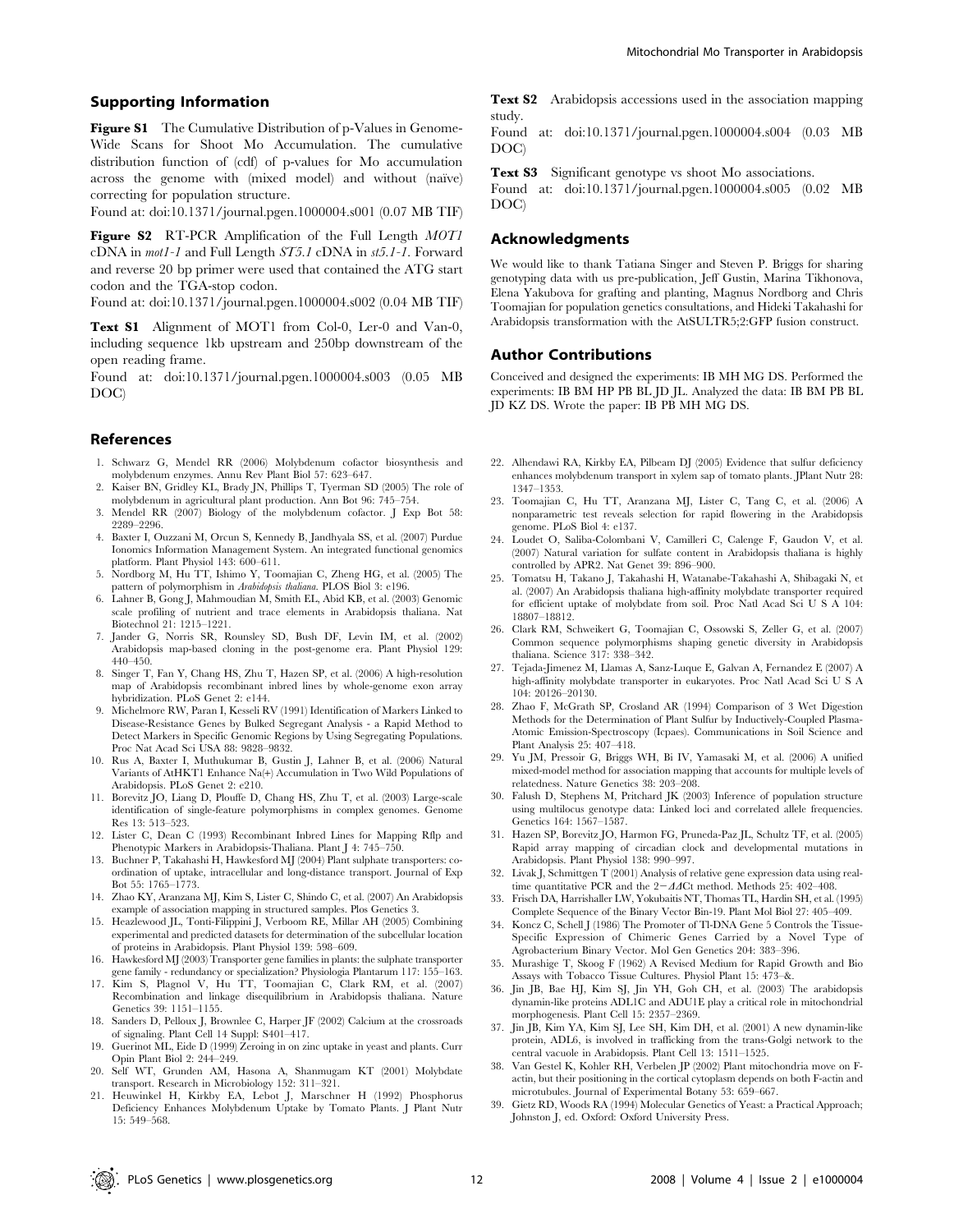## Supporting Information

**Figure S1** The Cumulative Distribution of p-Values in Genome-Wide Scans for Shoot Mo Accumulation. The cumulative distribution function of (cdf) of p-values for Mo accumulation across the genome with (mixed model) and without (naïve) correcting for population structure.

Found at: doi:10.1371/journal.pgen.1000004.s001 (0.07 MB TIF)

**Figure S2** RT-PCR Amplification of the Full Length *MOT1* cDNA in *mot1-1* and Full Length *ST5.1* cDNA in *st5.1-1*. Forward and reverse 20 bp primer were used that contained the ATG start codon and the TGA-stop codon.

Found at: doi:10.1371/journal.pgen.1000004.s002 (0.04 MB TIF)

**Text S1** Alignment of MOT1 from Col-0, Ler-0 and Van-0, including sequence 1kb upstream and 250bp downstream of the open reading frame.

Found at: doi:10.1371/journal.pgen.1000004.s003 (0.05 MB DOC)

**Text S2** Arabidopsis accessions used in the association mapping study.

Found at: doi:10.1371/journal.pgen.1000004.s004 (0.03 MB DOC)

**Text S3** Significant genotype vs shoot Mo associations.

Found at: doi:10.1371/journal.pgen.1000004.s005 (0.02 MB DOC)

## Acknowledgments

We would like to thank Tatiana Singer and Steven P. Briggs for sharing genotyping data with us pre-publication, Jeff Gustin, Marina Tikhonova, Elena Yakubova for grafting and planting, Magnus Nordborg and Chris Toomajian for population genetics consultations, and Hideki Takahashi for Arabidopsis transformation with the AtSULTR5;2:GFP fusion construct.

## Author Contributions

Conceived and designed the experiments: IB MH MG DS. Performed the experiments: IB BM HP PB BL JD JL. Analyzed the data: IB BM PB BL JD KZ DS. Wrote the paper: IB PB MH MG DS.

## References

1. Schwarz G, Mendel RR (2006) Molybdenum cofactor biosynthesis and molybdenum enzymes. Annu Rev Plant Biol 57: 623–647.
2. Kaiser BN, Gridley KL, Brady JN, Phillips T, Tyerman SD (2005) The role of molybdenum in agricultural plant production. Ann Bot 96: 745–754.
3. Mendel RR (2007) Biology of the molybdenum cofactor. J Exp Bot 58: 2289–2296.
4. Baxter I, Ouzzani M, Orcun S, Kennedy B, Jandhyala SS, et al. (2007) Purdue Ionomics Information Management System. An integrated functional genomics platform. Plant Physiol 143: 600–611.
5. Nordborg M, Hu TT, Ishimo Y, Toomajian C, Zheng HG, et al. (2005) The pattern of polymorphism in *Arabidopsis thaliana*. PLOS Biol 3: e196.
6. Lahner B, Gong J, Mahmoudian M, Smith EL, Abid KB, et al. (2003) Genomic scale profiling of nutrient and trace elements in Arabidopsis thaliana. Nat Biotechnol 21: 1215–1221.
7. Jander G, Norris SR, Rounsley SD, Bush DF, Levin IM, et al. (2002) Arabidopsis map-based cloning in the post-genome era. Plant Physiol 129: 440–450.
8. Singer T, Fan Y, Chang HS, Zhu T, Hazen SP, et al. (2006) A high-resolution map of Arabidopsis recombinant inbred lines by whole-genome exon array hybridization. PLoS Genet 2: e144.
9. Michelmore RW, Paran I, Kesseli RV (1991) Identification of Markers Linked to Disease-Resistance Genes by Bulked Segregant Analysis - a Rapid Method to Detect Markers in Specific Genomic Regions by Using Segregating Populations. Proc Nat Acad Sci USA 88: 9828–9832.
10. Rus A, Baxter I, Muthukumar B, Gustin J, Lahner B, et al. (2006) Natural Variants of AtHKT1 Enhance Na(+) Accumulation in Two Wild Populations of Arabidopsis. PLoS Genet 2: e210.
11. Borevitz JO, Liang D, Plouffe D, Chang HS, Zhu T, et al. (2003) Large-scale identification of single-feature polymorphisms in complex genomes. Genome Res 13: 513–523.
12. Lister C, Dean C (1993) Recombinant Inbred Lines for Mapping Rflp and Phenotypic Markers in Arabidopsis-Thaliana. Plant J 4: 745–750.
13. Buchner P, Takahashi H, Hawkesford MJ (2004) Plant sulphate transporters: co-ordination of uptake, intracellular and long-distance transport. Journal of Exp Bot 55: 1765–1773.
14. Zhao KY, Aranzana MJ, Kim S, Lister C, Shindo C, et al. (2007) An Arabidopsis example of association mapping in structured samples. Plos Genetics 3.
15. Heazlewood JL, Tonti-Filippini J, Verboom RE, Millar AH (2005) Combining experimental and predicted datasets for determination of the subcellular location of proteins in Arabidopsis. Plant Physiol 139: 598–609.
16. Hawkesford MJ (2003) Transporter gene families in plants: the sulphate transporter gene family - redundancy or specialization? Physiologia Plantarum 117: 155–163.
17. Kim S, Plagnol V, Hu TT, Toomajian C, Clark RM, et al. (2007) Recombination and linkage disequilibrium in Arabidopsis thaliana. Nature Genetics 39: 1151–1155.
18. Sanders D, Pelloux J, Brownlee C, Harper JF (2002) Calcium at the crossroads of signaling. Plant Cell 14 Suppl: S401–417.
19. Guerinot ML, Eide D (1999) Zeroing in on zinc uptake in yeast and plants. Curr Opin Plant Biol 2: 244–249.
20. Self WT, Grunden AM, Hasona A, Shanmugam KT (2001) Molybdate transport. Research in Microbiology 152: 311–321.
21. Heuwinkel H, Kirkby EA, Lebot J, Marschner H (1992) Phosphorus Deficiency Enhances Molybdenum Uptake by Tomato Plants. J Plant Nutr 15: 549–568.
22. Alhendawi RA, Kirkby EA, Pilbeam DJ (2005) Evidence that sulfur deficiency enhances molybdenum transport in xylem sap of tomato plants. JPlant Nutr 28: 1347–1353.
23. Toomajian C, Hu TT, Aranzana MJ, Lister C, Tang C, et al. (2006) A nonparametric test reveals selection for rapid flowering in the Arabidopsis genome. PLoS Biol 4: e137.
24. Loudet O, Saliba-Colombani V, Camilleri C, Calenge F, Gaudon V, et al. (2007) Natural variation for sulfate content in Arabidopsis thaliana is highly controlled by APR2. Nat Genet 39: 896–900.
25. Tomatsu H, Takano J, Takahashi H, Watanabe-Takahashi A, Shibagaki N, et al. (2007) An Arabidopsis thaliana high-affinity molybdate transporter required for efficient uptake of molybdate from soil. Proc Natl Acad Sci U S A 104: 18807–18812.
26. Clark RM, Schweikert G, Toomajian C, Ossowski S, Zeller G, et al. (2007) Common sequence polymorphisms shaping genetic diversity in Arabidopsis thaliana. Science 317: 338–342.
27. Tejada-Jimenez M, Llamas A, Sanz-Luque E, Galvan A, Fernandez E (2007) A high-affinity molybdate transporter in eukaryotes. Proc Natl Acad Sci U S A 104: 20126–20130.
28. Zhao F, McGrath SP, Crosland AR (1994) Comparison of 3 Wet Digestion Methods for the Determination of Plant Sulfur by Inductively-Coupled Plasma-Atomic Emission-Spectroscopy (Icpaes). Communications in Soil Science and Plant Analysis 25: 407–418.
29. Yu JM, Pressoir G, Briggs WH, Bi IV, Yamasaki M, et al. (2006) A unified mixed-model method for association mapping that accounts for multiple levels of relatedness. Nature Genetics 38: 203–208.
30. Falush D, Stephens M, Pritchard JK (2003) Inference of population structure using multilocus genotype data: Linked loci and correlated allele frequencies. Genetics 164: 1567–1587.
31. Hazen SP, Borevitz JO, Harmon FG, Pruneda-Paz JL, Schultz TF, et al. (2005) Rapid array mapping of circadian clock and developmental mutations in Arabidopsis. Plant Physiol 138: 990–997.
32. Livak J, Schmittgen T (2001) Analysis of relative gene expression data using real-time quantitative PCR and the $2-\Delta\Delta$Ct method. Methods 25: 402–408.
33. Frisch DA, Harrishaller LW, Yokubaitis NT, Thomas TL, Hardin SH, et al. (1995) Complete Sequence of the Binary Vector Bin-19. Plant Mol Biol 27: 405–409.
34. Koncz C, Schell J (1986) The Promoter of Tl-DNA Gene 5 Controls the Tissue-Specific Expression of Chimeric Genes Carried by a Novel Type of Agrobacterium Binary Vector. Mol Gen Genetics 204: 383–396.
35. Murashige T, Skoog F (1962) A Revised Medium for Rapid Growth and Bio Assays with Tobacco Tissue Cultures. Physiol Plant 15: 473–&.
36. Jin JB, Bae HJ, Kim SJ, Jin YH, Goh CH, et al. (2003) The arabidopsis dynamin-like proteins ADL1C and ADL1E play a critical role in mitochondrial morphogenesis. Plant Cell 15: 2357–2369.
37. Jin JB, Kim YA, Kim SJ, Lee SH, Kim DH, et al. (2001) A new dynamin-like protein, ADL6, is involved in trafficking from the trans-Golgi network to the central vacuole in Arabidopsis. Plant Cell 13: 1511–1525.
38. Van Gestel K, Kohler RH, Verbelen JP (2002) Plant mitochondria move on F-actin, but their positioning in the cortical cytoplasm depends on both F-actin and microtubules. Journal of Experimental Botany 53: 659–667.
39. Gietz RD, Woods RA (1994) Molecular Genetics of Yeast: a Practical Approach; Johnston J, ed. Oxford: Oxford University Press.